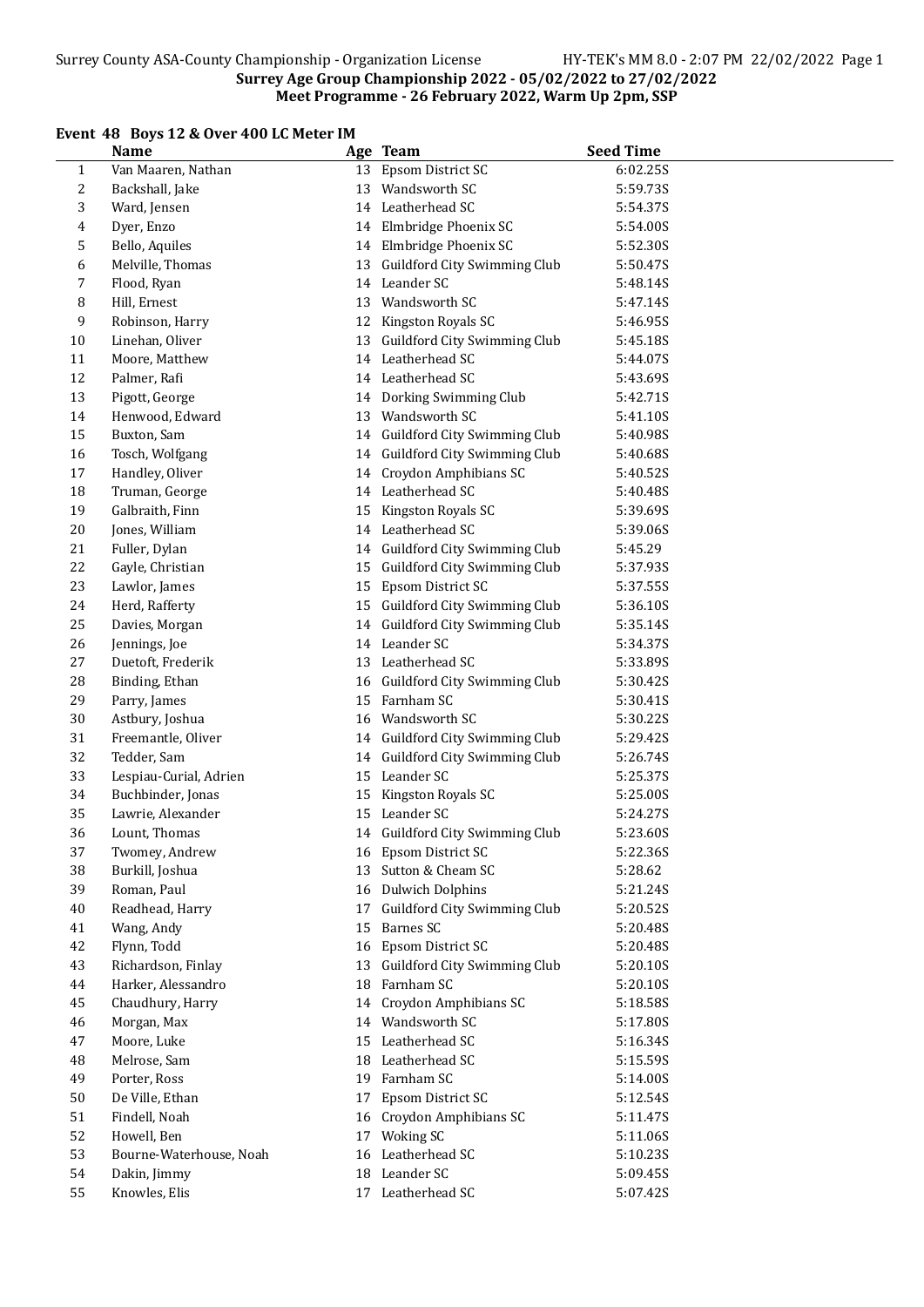**Surrey Age Group Championship 2022 - 05/02/2022 to 27/02/2022**
**Meet Programme - 26 February 2022, Warm Up 2pm, SSP**

### Event 48 Boys 12 & Over 400 LC Meter IM

| | Name | Age | Team | Seed Time |
|---|---|---|---|---|
| 1 | Van Maaren, Nathan | 13 | Epsom District SC | 6:02.25S |
| 2 | Backshall, Jake | 13 | Wandsworth SC | 5:59.73S |
| 3 | Ward, Jensen | 14 | Leatherhead SC | 5:54.37S |
| 4 | Dyer, Enzo | 14 | Elmbridge Phoenix SC | 5:54.00S |
| 5 | Bello, Aquiles | 14 | Elmbridge Phoenix SC | 5:52.30S |
| 6 | Melville, Thomas | 13 | Guildford City Swimming Club | 5:50.47S |
| 7 | Flood, Ryan | 14 | Leander SC | 5:48.14S |
| 8 | Hill, Ernest | 13 | Wandsworth SC | 5:47.14S |
| 9 | Robinson, Harry | 12 | Kingston Royals SC | 5:46.95S |
| 10 | Linehan, Oliver | 13 | Guildford City Swimming Club | 5:45.18S |
| 11 | Moore, Matthew | 14 | Leatherhead SC | 5:44.07S |
| 12 | Palmer, Rafi | 14 | Leatherhead SC | 5:43.69S |
| 13 | Pigott, George | 14 | Dorking Swimming Club | 5:42.71S |
| 14 | Henwood, Edward | 13 | Wandsworth SC | 5:41.10S |
| 15 | Buxton, Sam | 14 | Guildford City Swimming Club | 5:40.98S |
| 16 | Tosch, Wolfgang | 14 | Guildford City Swimming Club | 5:40.68S |
| 17 | Handley, Oliver | 14 | Croydon Amphibians SC | 5:40.52S |
| 18 | Truman, George | 14 | Leatherhead SC | 5:40.48S |
| 19 | Galbraith, Finn | 15 | Kingston Royals SC | 5:39.69S |
| 20 | Jones, William | 14 | Leatherhead SC | 5:39.06S |
| 21 | Fuller, Dylan | 14 | Guildford City Swimming Club | 5:45.29 |
| 22 | Gayle, Christian | 15 | Guildford City Swimming Club | 5:37.93S |
| 23 | Lawlor, James | 15 | Epsom District SC | 5:37.55S |
| 24 | Herd, Rafferty | 15 | Guildford City Swimming Club | 5:36.10S |
| 25 | Davies, Morgan | 14 | Guildford City Swimming Club | 5:35.14S |
| 26 | Jennings, Joe | 14 | Leander SC | 5:34.37S |
| 27 | Duetoft, Frederik | 13 | Leatherhead SC | 5:33.89S |
| 28 | Binding, Ethan | 16 | Guildford City Swimming Club | 5:30.42S |
| 29 | Parry, James | 15 | Farnham SC | 5:30.41S |
| 30 | Astbury, Joshua | 16 | Wandsworth SC | 5:30.22S |
| 31 | Freemantle, Oliver | 14 | Guildford City Swimming Club | 5:29.42S |
| 32 | Tedder, Sam | 14 | Guildford City Swimming Club | 5:26.74S |
| 33 | Lespiau-Curial, Adrien | 15 | Leander SC | 5:25.37S |
| 34 | Buchbinder, Jonas | 15 | Kingston Royals SC | 5:25.00S |
| 35 | Lawrie, Alexander | 15 | Leander SC | 5:24.27S |
| 36 | Lount, Thomas | 14 | Guildford City Swimming Club | 5:23.60S |
| 37 | Twomey, Andrew | 16 | Epsom District SC | 5:22.36S |
| 38 | Burkill, Joshua | 13 | Sutton & Cheam SC | 5:28.62 |
| 39 | Roman, Paul | 16 | Dulwich Dolphins | 5:21.24S |
| 40 | Readhead, Harry | 17 | Guildford City Swimming Club | 5:20.52S |
| 41 | Wang, Andy | 15 | Barnes SC | 5:20.48S |
| 42 | Flynn, Todd | 16 | Epsom District SC | 5:20.48S |
| 43 | Richardson, Finlay | 13 | Guildford City Swimming Club | 5:20.10S |
| 44 | Harker, Alessandro | 18 | Farnham SC | 5:20.10S |
| 45 | Chaudhury, Harry | 14 | Croydon Amphibians SC | 5:18.58S |
| 46 | Morgan, Max | 14 | Wandsworth SC | 5:17.80S |
| 47 | Moore, Luke | 15 | Leatherhead SC | 5:16.34S |
| 48 | Melrose, Sam | 18 | Leatherhead SC | 5:15.59S |
| 49 | Porter, Ross | 19 | Farnham SC | 5:14.00S |
| 50 | De Ville, Ethan | 17 | Epsom District SC | 5:12.54S |
| 51 | Findell, Noah | 16 | Croydon Amphibians SC | 5:11.47S |
| 52 | Howell, Ben | 17 | Woking SC | 5:11.06S |
| 53 | Bourne-Waterhouse, Noah | 16 | Leatherhead SC | 5:10.23S |
| 54 | Dakin, Jimmy | 18 | Leander SC | 5:09.45S |
| 55 | Knowles, Elis | 17 | Leatherhead SC | 5:07.42S |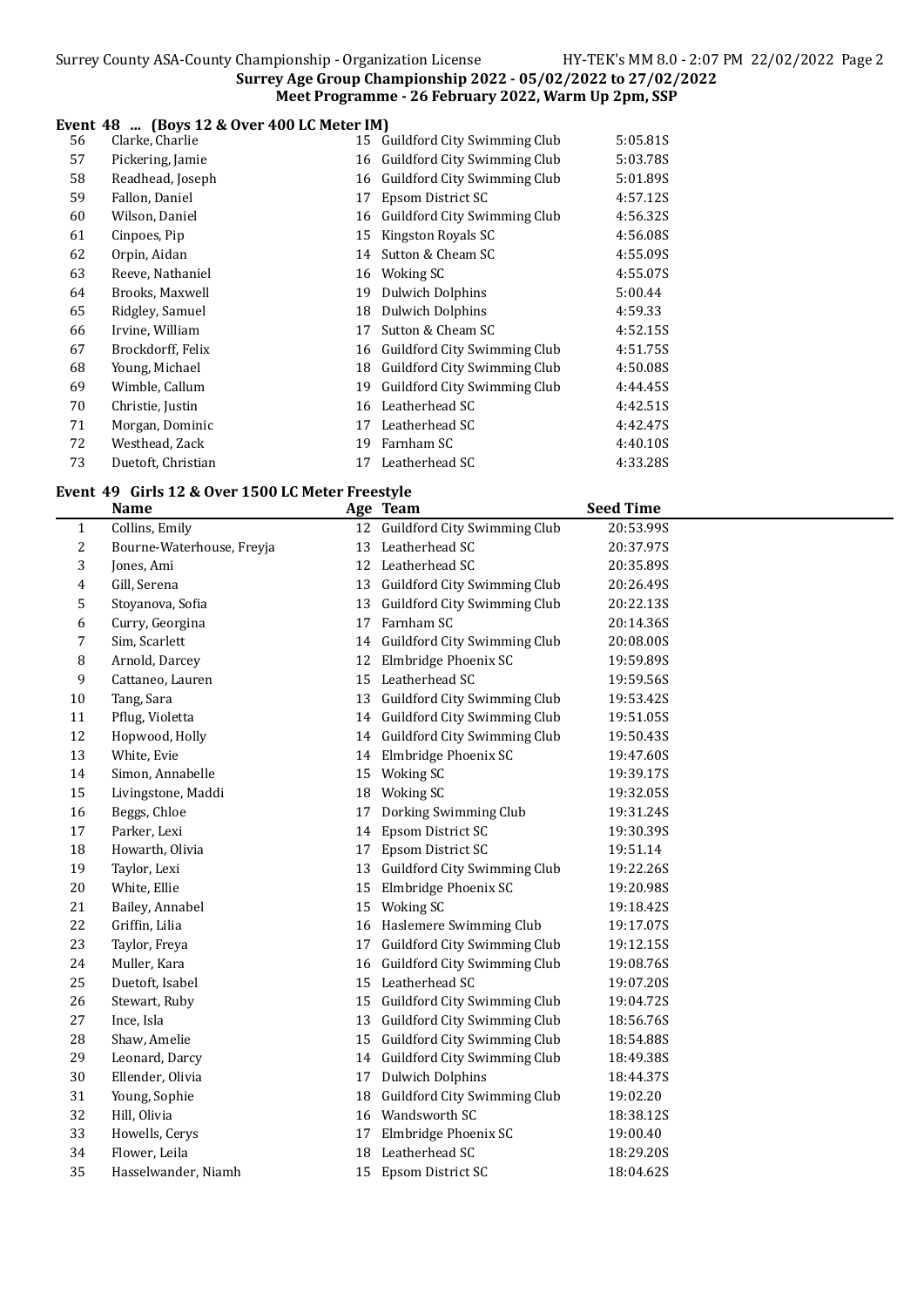Surrey Age Group Championship 2022 - 05/02/2022 to 27/02/2022
Meet Programme - 26 February 2022, Warm Up 2pm, SSP

## Event 48 ... (Boys 12 & Over 400 LC Meter IM)

| | Name | Age | Team | Seed Time |
|---|---|---|---|---|
| 56 | Clarke, Charlie | 15 | Guildford City Swimming Club | 5:05.81S |
| 57 | Pickering, Jamie | 16 | Guildford City Swimming Club | 5:03.78S |
| 58 | Readhead, Joseph | 16 | Guildford City Swimming Club | 5:01.89S |
| 59 | Fallon, Daniel | 17 | Epsom District SC | 4:57.12S |
| 60 | Wilson, Daniel | 16 | Guildford City Swimming Club | 4:56.32S |
| 61 | Cinpoes, Pip | 15 | Kingston Royals SC | 4:56.08S |
| 62 | Orpin, Aidan | 14 | Sutton & Cheam SC | 4:55.09S |
| 63 | Reeve, Nathaniel | 16 | Woking SC | 4:55.07S |
| 64 | Brooks, Maxwell | 19 | Dulwich Dolphins | 5:00.44 |
| 65 | Ridgley, Samuel | 18 | Dulwich Dolphins | 4:59.33 |
| 66 | Irvine, William | 17 | Sutton & Cheam SC | 4:52.15S |
| 67 | Brockdorff, Felix | 16 | Guildford City Swimming Club | 4:51.75S |
| 68 | Young, Michael | 18 | Guildford City Swimming Club | 4:50.08S |
| 69 | Wimble, Callum | 19 | Guildford City Swimming Club | 4:44.45S |
| 70 | Christie, Justin | 16 | Leatherhead SC | 4:42.51S |
| 71 | Morgan, Dominic | 17 | Leatherhead SC | 4:42.47S |
| 72 | Westhead, Zack | 19 | Farnham SC | 4:40.10S |
| 73 | Duetoft, Christian | 17 | Leatherhead SC | 4:33.28S |

## Event 49 Girls 12 & Over 1500 LC Meter Freestyle

| | Name | Age | Team | Seed Time |
|---|---|---|---|---|
| 1 | Collins, Emily | 12 | Guildford City Swimming Club | 20:53.99S |
| 2 | Bourne-Waterhouse, Freyja | 13 | Leatherhead SC | 20:37.97S |
| 3 | Jones, Ami | 12 | Leatherhead SC | 20:35.89S |
| 4 | Gill, Serena | 13 | Guildford City Swimming Club | 20:26.49S |
| 5 | Stoyanova, Sofia | 13 | Guildford City Swimming Club | 20:22.13S |
| 6 | Curry, Georgina | 17 | Farnham SC | 20:14.36S |
| 7 | Sim, Scarlett | 14 | Guildford City Swimming Club | 20:08.00S |
| 8 | Arnold, Darcey | 12 | Elmbridge Phoenix SC | 19:59.89S |
| 9 | Cattaneo, Lauren | 15 | Leatherhead SC | 19:59.56S |
| 10 | Tang, Sara | 13 | Guildford City Swimming Club | 19:53.42S |
| 11 | Pflug, Violetta | 14 | Guildford City Swimming Club | 19:51.05S |
| 12 | Hopwood, Holly | 14 | Guildford City Swimming Club | 19:50.43S |
| 13 | White, Evie | 14 | Elmbridge Phoenix SC | 19:47.60S |
| 14 | Simon, Annabelle | 15 | Woking SC | 19:39.17S |
| 15 | Livingstone, Maddi | 18 | Woking SC | 19:32.05S |
| 16 | Beggs, Chloe | 17 | Dorking Swimming Club | 19:31.24S |
| 17 | Parker, Lexi | 14 | Epsom District SC | 19:30.39S |
| 18 | Howarth, Olivia | 17 | Epsom District SC | 19:51.14 |
| 19 | Taylor, Lexi | 13 | Guildford City Swimming Club | 19:22.26S |
| 20 | White, Ellie | 15 | Elmbridge Phoenix SC | 19:20.98S |
| 21 | Bailey, Annabel | 15 | Woking SC | 19:18.42S |
| 22 | Griffin, Lilia | 16 | Haslemere Swimming Club | 19:17.07S |
| 23 | Taylor, Freya | 17 | Guildford City Swimming Club | 19:12.15S |
| 24 | Muller, Kara | 16 | Guildford City Swimming Club | 19:08.76S |
| 25 | Duetoft, Isabel | 15 | Leatherhead SC | 19:07.20S |
| 26 | Stewart, Ruby | 15 | Guildford City Swimming Club | 19:04.72S |
| 27 | Ince, Isla | 13 | Guildford City Swimming Club | 18:56.76S |
| 28 | Shaw, Amelie | 15 | Guildford City Swimming Club | 18:54.88S |
| 29 | Leonard, Darcy | 14 | Guildford City Swimming Club | 18:49.38S |
| 30 | Ellender, Olivia | 17 | Dulwich Dolphins | 18:44.37S |
| 31 | Young, Sophie | 18 | Guildford City Swimming Club | 19:02.20 |
| 32 | Hill, Olivia | 16 | Wandsworth SC | 18:38.12S |
| 33 | Howells, Cerys | 17 | Elmbridge Phoenix SC | 19:00.40 |
| 34 | Flower, Leila | 18 | Leatherhead SC | 18:29.20S |
| 35 | Hasselwander, Niamh | 15 | Epsom District SC | 18:04.62S |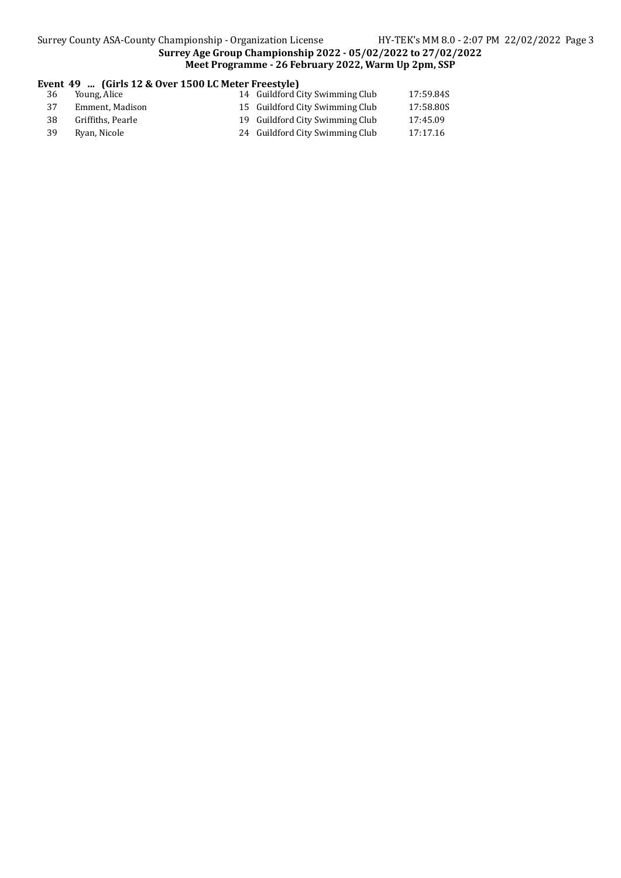## Event 49 ... (Girls 12 & Over 1500 LC Meter Freestyle)

| | | | | |
|---|---|---|---|---|
| 36 | Young, Alice | 14 | Guildford City Swimming Club | 17:59.84S |
| 37 | Emment, Madison | 15 | Guildford City Swimming Club | 17:58.80S |
| 38 | Griffiths, Pearle | 19 | Guildford City Swimming Club | 17:45.09 |
| 39 | Ryan, Nicole | 24 | Guildford City Swimming Club | 17:17.16 |